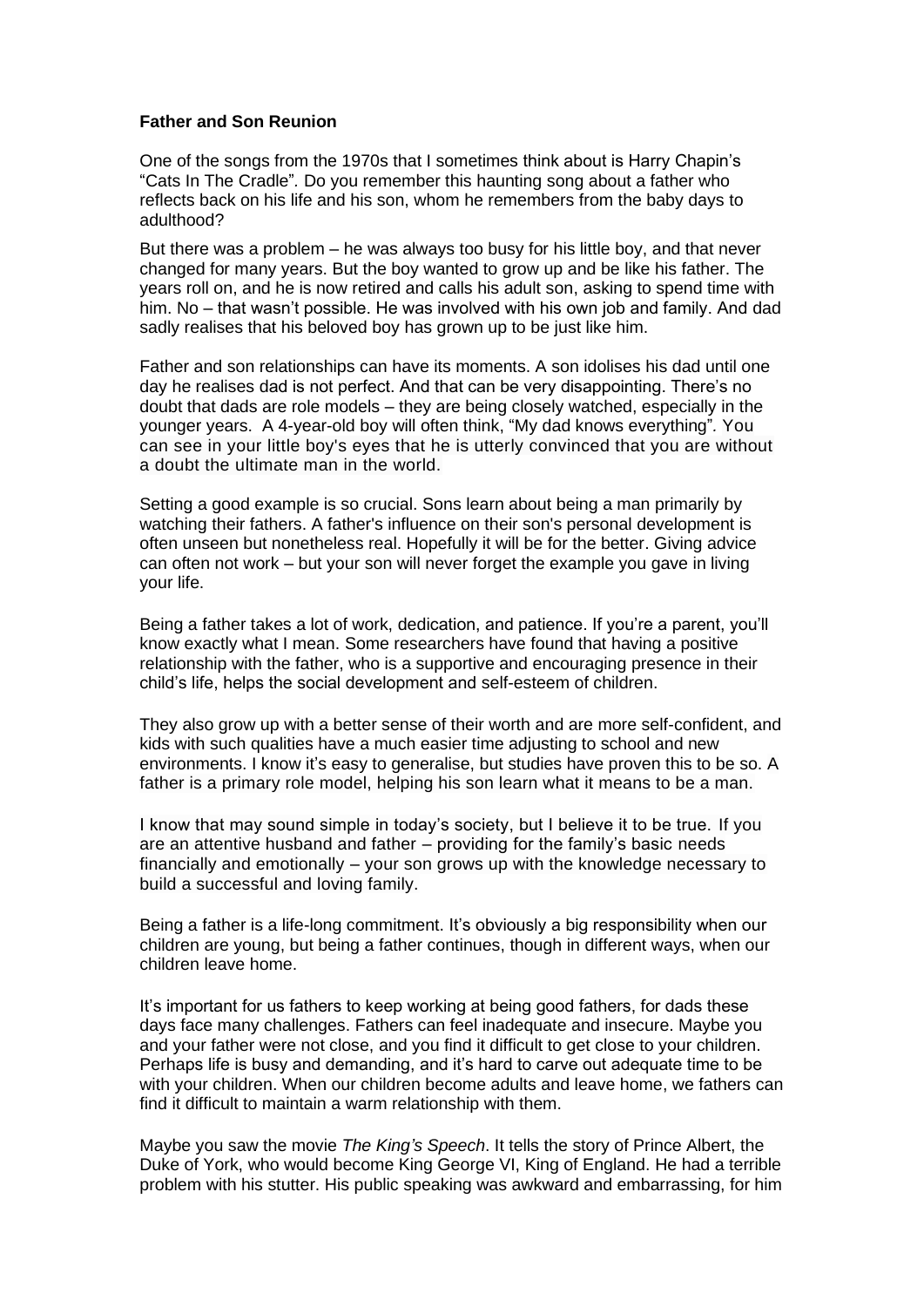**Father and Son Reunion**

One of the songs from the 1970s that I sometimes think about is Harry Chapin's "Cats In The Cradle". Do you remember this haunting song about a father who reflects back on his life and his son, whom he remembers from the baby days to adulthood?

But there was a problem – he was always too busy for his little boy, and that never changed for many years. But the boy wanted to grow up and be like his father. The years roll on, and he is now retired and calls his adult son, asking to spend time with him. No – that wasn't possible. He was involved with his own job and family. And dad sadly realises that his beloved boy has grown up to be just like him.

Father and son relationships can have its moments. A son idolises his dad until one day he realises dad is not perfect. And that can be very disappointing. There's no doubt that dads are role models – they are being closely watched, especially in the younger years. A 4-year-old boy will often think, "My dad knows everything". You can see in your little boy's eyes that he is utterly convinced that you are without a doubt the ultimate man in the world.

Setting a good example is so crucial. Sons learn about being a man primarily by watching their fathers. A father's influence on their son's personal development is often unseen but nonetheless real. Hopefully it will be for the better. Giving advice can often not work – but your son will never forget the example you gave in living your life.

Being a father takes a lot of work, dedication, and patience. If you're a parent, you'll know exactly what I mean. Some researchers have found that having a positive relationship with the father, who is a supportive and encouraging presence in their child's life, helps the social development and self-esteem of children.

They also grow up with a better sense of their worth and are more self-confident, and kids with such qualities have a much easier time adjusting to school and new environments. I know it's easy to generalise, but studies have proven this to be so. A father is a primary role model, helping his son learn what it means to be a man.

I know that may sound simple in today's society, but I believe it to be true. If you are an attentive husband and father – providing for the family's basic needs financially and emotionally – your son grows up with the knowledge necessary to build a successful and loving family.

Being a father is a life-long commitment. It's obviously a big responsibility when our children are young, but being a father continues, though in different ways, when our children leave home.

It's important for us fathers to keep working at being good fathers, for dads these days face many challenges. Fathers can feel inadequate and insecure. Maybe you and your father were not close, and you find it difficult to get close to your children. Perhaps life is busy and demanding, and it's hard to carve out adequate time to be with your children. When our children become adults and leave home, we fathers can find it difficult to maintain a warm relationship with them.

Maybe you saw the movie *The King's Speech*. It tells the story of Prince Albert, the Duke of York, who would become King George VI, King of England. He had a terrible problem with his stutter. His public speaking was awkward and embarrassing, for him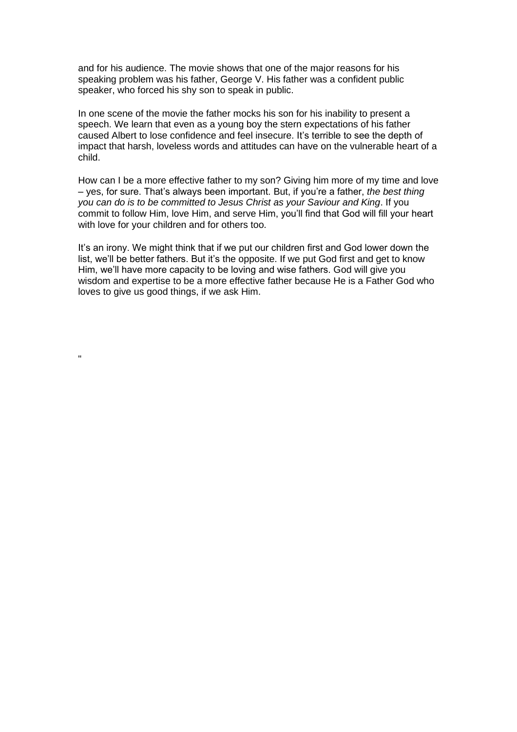and for his audience. The movie shows that one of the major reasons for his speaking problem was his father, George V. His father was a confident public speaker, who forced his shy son to speak in public.

In one scene of the movie the father mocks his son for his inability to present a speech. We learn that even as a young boy the stern expectations of his father caused Albert to lose confidence and feel insecure. It's terrible to see the depth of impact that harsh, loveless words and attitudes can have on the vulnerable heart of a child.

How can I be a more effective father to my son? Giving him more of my time and love – yes, for sure. That's always been important. But, if you're a father, *the best thing you can do is to be committed to Jesus Christ as your Saviour and King*. If you commit to follow Him, love Him, and serve Him, you'll find that God will fill your heart with love for your children and for others too.

It's an irony. We might think that if we put our children first and God lower down the list, we'll be better fathers. But it's the opposite. If we put God first and get to know Him, we'll have more capacity to be loving and wise fathers. God will give you wisdom and expertise to be a more effective father because He is a Father God who loves to give us good things, if we ask Him.

"